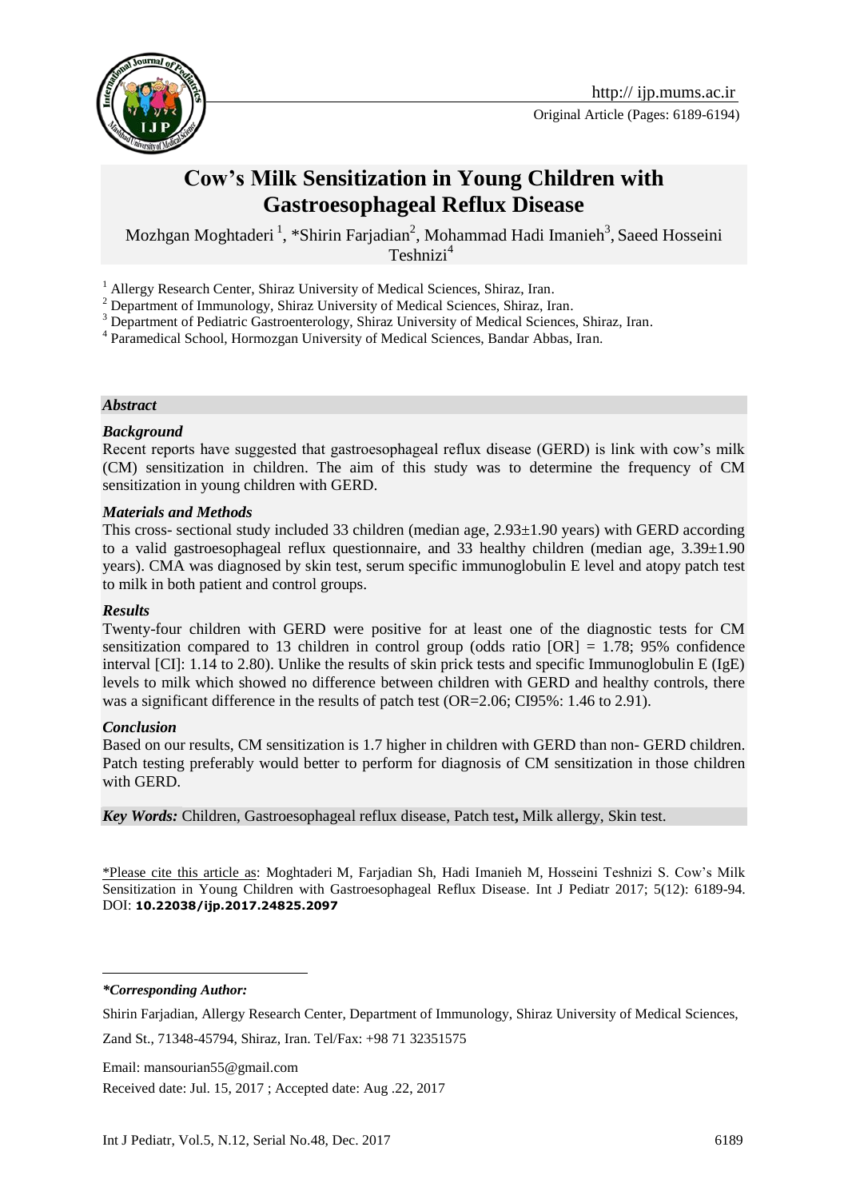Original Article (Pages: 6189-6194)

# Cow's Milk Sensitization in Young Children with Gastroesophageal Reflux Disease

Mozhgan Moghtaderi [1], *Shirin Farjadian[2], Mohammad Hadi Imanieh[3], Saeed Hosseini Teshnizi[4]

[1] Allergy Research Center, Shiraz University of Medical Sciences, Shiraz, Iran.

[2] Department of Immunology, Shiraz University of Medical Sciences, Shiraz, Iran.

[3] Department of Pediatric Gastroenterology, Shiraz University of Medical Sciences, Shiraz, Iran.

[4] Paramedical School, Hormozgan University of Medical Sciences, Bandar Abbas, Iran.

***Abstract***

***Background***

Recent reports have suggested that gastroesophageal reflux disease (GERD) is link with cow's milk (CM) sensitization in children. The aim of this study was to determine the frequency of CM sensitization in young children with GERD.

***Materials and Methods***

This cross- sectional study included 33 children (median age, 2.93±1.90 years) with GERD according to a valid gastroesophageal reflux questionnaire, and 33 healthy children (median age, 3.39±1.90 years). CMA was diagnosed by skin test, serum specific immunoglobulin E level and atopy patch test to milk in both patient and control groups.

***Results***

Twenty-four children with GERD were positive for at least one of the diagnostic tests for CM sensitization compared to 13 children in control group (odds ratio [OR] = 1.78; 95% confidence interval [CI]: 1.14 to 2.80). Unlike the results of skin prick tests and specific Immunoglobulin E (IgE) levels to milk which showed no difference between children with GERD and healthy controls, there was a significant difference in the results of patch test (OR=2.06; CI95%: 1.46 to 2.91).

***Conclusion***

Based on our results, CM sensitization is 1.7 higher in children with GERD than non- GERD children. Patch testing preferably would better to perform for diagnosis of CM sensitization in those children with GERD.

***Key Words:*** Children, Gastroesophageal reflux disease, Patch test**,** Milk allergy, Skin test.

\*Please cite this article as: Moghtaderi M, Farjadian Sh, Hadi Imanieh M, Hosseini Teshnizi S. Cow's Milk Sensitization in Young Children with Gastroesophageal Reflux Disease. Int J Pediatr 2017; 5(12): 6189-94. DOI: **10.22038/ijp.2017.24825.2097**

***\*Corresponding Author:***

Shirin Farjadian, Allergy Research Center, Department of Immunology, Shiraz University of Medical Sciences, Zand St., 71348-45794, Shiraz, Iran. Tel/Fax: +98 71 32351575

Email: mansourian55@gmail.com

Received date: Jul. 15, 2017 ; Accepted date: Aug .22, 2017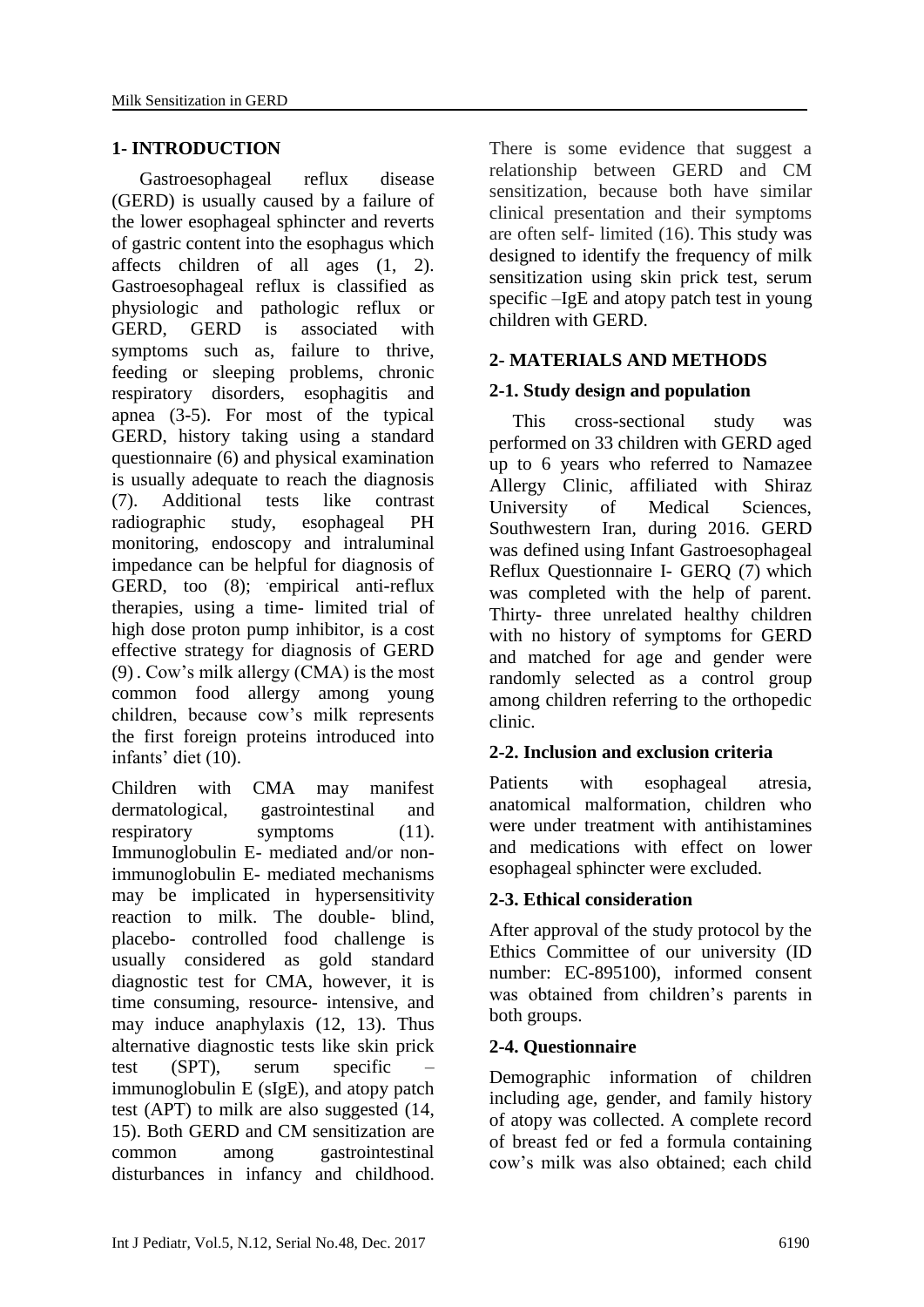## 1- INTRODUCTION

Gastroesophageal reflux disease (GERD) is usually caused by a failure of the lower esophageal sphincter and reverts of gastric content into the esophagus which affects children of all ages (1, 2). Gastroesophageal reflux is classified as physiologic and pathologic reflux or GERD, GERD is associated with symptoms such as, failure to thrive, feeding or sleeping problems, chronic respiratory disorders, esophagitis and apnea (3-5). For most of the typical GERD, history taking using a standard questionnaire (6) and physical examination is usually adequate to reach the diagnosis (7). Additional tests like contrast radiographic study, esophageal PH monitoring, endoscopy and intraluminal impedance can be helpful for diagnosis of GERD, too (8); empirical anti-reflux therapies, using a time- limited trial of high dose proton pump inhibitor, is a cost effective strategy for diagnosis of GERD (9). Cow's milk allergy (CMA) is the most common food allergy among young children, because cow's milk represents the first foreign proteins introduced into infants' diet (10).

Children with CMA may manifest dermatological, gastrointestinal and respiratory symptoms (11). Immunoglobulin E- mediated and/or non-immunoglobulin E- mediated mechanisms may be implicated in hypersensitivity reaction to milk. The double- blind, placebo- controlled food challenge is usually considered as gold standard diagnostic test for CMA, however, it is time consuming, resource- intensive, and may induce anaphylaxis (12, 13). Thus alternative diagnostic tests like skin prick test (SPT), serum specific –immunoglobulin E (sIgE), and atopy patch test (APT) to milk are also suggested (14, 15). Both GERD and CM sensitization are common among gastrointestinal disturbances in infancy and childhood. There is some evidence that suggest a relationship between GERD and CM sensitization, because both have similar clinical presentation and their symptoms are often self- limited (16). This study was designed to identify the frequency of milk sensitization using skin prick test, serum specific –IgE and atopy patch test in young children with GERD.

## 2- MATERIALS AND METHODS

### 2-1. Study design and population

This cross-sectional study was performed on 33 children with GERD aged up to 6 years who referred to Namazee Allergy Clinic, affiliated with Shiraz University of Medical Sciences, Southwestern Iran, during 2016. GERD was defined using Infant Gastroesophageal Reflux Questionnaire I- GERQ (7) which was completed with the help of parent. Thirty- three unrelated healthy children with no history of symptoms for GERD and matched for age and gender were randomly selected as a control group among children referring to the orthopedic clinic.

### 2-2. Inclusion and exclusion criteria

Patients with esophageal atresia, anatomical malformation, children who were under treatment with antihistamines and medications with effect on lower esophageal sphincter were excluded.

### 2-3. Ethical consideration

After approval of the study protocol by the Ethics Committee of our university (ID number: EC-895100), informed consent was obtained from children's parents in both groups.

### 2-4. Questionnaire

Demographic information of children including age, gender, and family history of atopy was collected. A complete record of breast fed or fed a formula containing cow's milk was also obtained; each child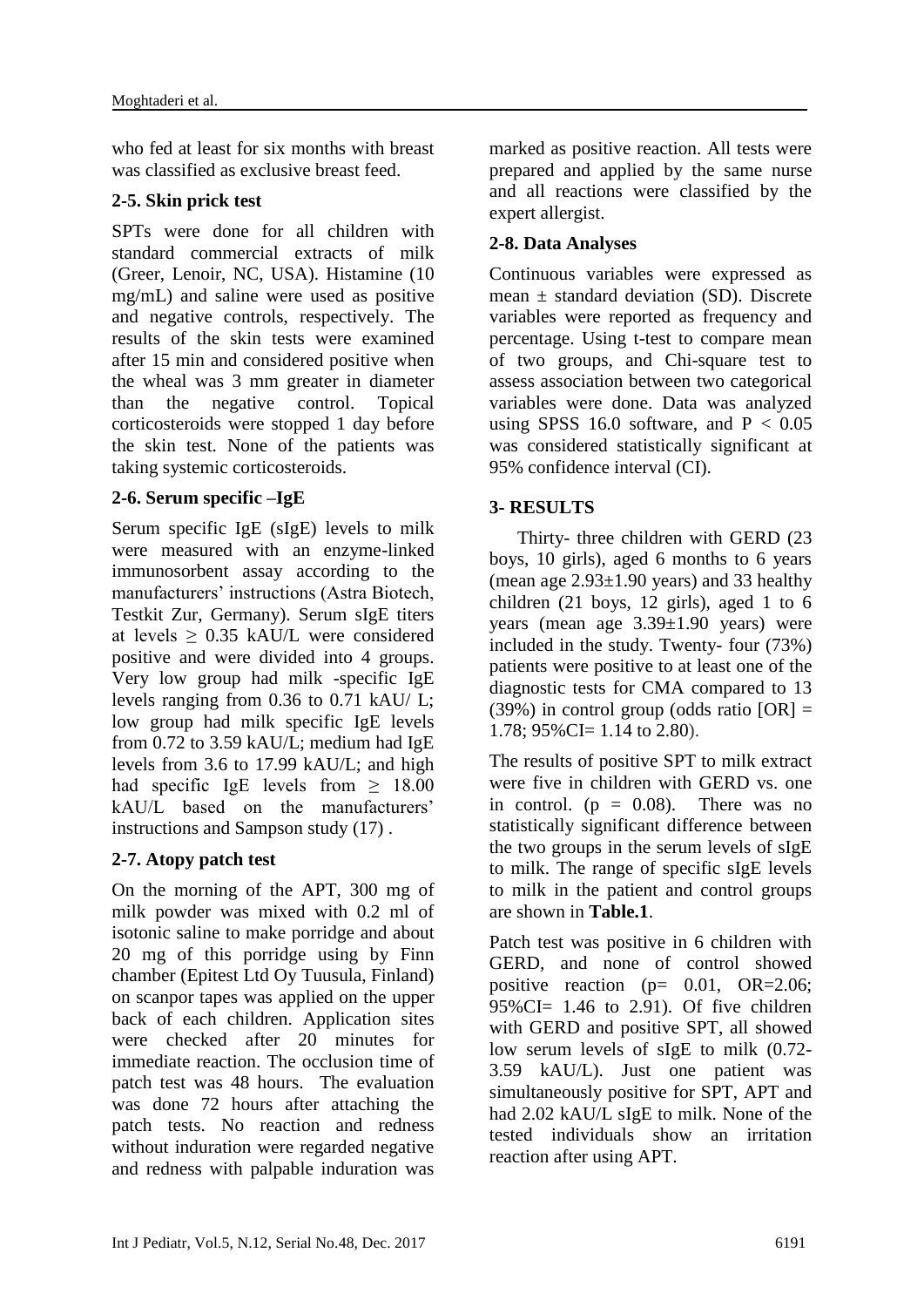who fed at least for six months with breast was classified as exclusive breast feed.

## 2-5. Skin prick test

SPTs were done for all children with standard commercial extracts of milk (Greer, Lenoir, NC, USA). Histamine (10 mg/mL) and saline were used as positive and negative controls, respectively. The results of the skin tests were examined after 15 min and considered positive when the wheal was 3 mm greater in diameter than the negative control. Topical corticosteroids were stopped 1 day before the skin test. None of the patients was taking systemic corticosteroids.

## 2-6. Serum specific –IgE

Serum specific IgE (sIgE) levels to milk were measured with an enzyme-linked immunosorbent assay according to the manufacturers' instructions (Astra Biotech, Testkit Zur, Germany). Serum sIgE titers at levels ≥ 0.35 kAU/L were considered positive and were divided into 4 groups. Very low group had milk -specific IgE levels ranging from 0.36 to 0.71 kAU/ L; low group had milk specific IgE levels from 0.72 to 3.59 kAU/L; medium had IgE levels from 3.6 to 17.99 kAU/L; and high had specific IgE levels from ≥ 18.00 kAU/L based on the manufacturers' instructions and Sampson study (17) .

## 2-7. Atopy patch test

On the morning of the APT, 300 mg of milk powder was mixed with 0.2 ml of isotonic saline to make porridge and about 20 mg of this porridge using by Finn chamber (Epitest Ltd Oy Tuusula, Finland) on scanpor tapes was applied on the upper back of each children. Application sites were checked after 20 minutes for immediate reaction. The occlusion time of patch test was 48 hours. The evaluation was done 72 hours after attaching the patch tests. No reaction and redness without induration were regarded negative and redness with palpable induration was marked as positive reaction. All tests were prepared and applied by the same nurse and all reactions were classified by the expert allergist.

## 2-8. Data Analyses

Continuous variables were expressed as mean ± standard deviation (SD). Discrete variables were reported as frequency and percentage. Using t-test to compare mean of two groups, and Chi-square test to assess association between two categorical variables were done. Data was analyzed using SPSS 16.0 software, and $P < 0.05$ was considered statistically significant at 95% confidence interval (CI).

# 3- RESULTS

Thirty- three children with GERD (23 boys, 10 girls), aged 6 months to 6 years (mean age 2.93±1.90 years) and 33 healthy children (21 boys, 12 girls), aged 1 to 6 years (mean age 3.39±1.90 years) were included in the study. Twenty- four (73%) patients were positive to at least one of the diagnostic tests for CMA compared to 13 (39%) in control group (odds ratio [OR] = 1.78; 95%CI= 1.14 to 2.80).

The results of positive SPT to milk extract were five in children with GERD vs. one in control. ($p = 0.08$). There was no statistically significant difference between the two groups in the serum levels of sIgE to milk. The range of specific sIgE levels to milk in the patient and control groups are shown in **Table.1**.

Patch test was positive in 6 children with GERD, and none of control showed positive reaction ($p = 0.01$, OR=2.06; 95%CI= 1.46 to 2.91). Of five children with GERD and positive SPT, all showed low serum levels of sIgE to milk (0.72-3.59 kAU/L). Just one patient was simultaneously positive for SPT, APT and had 2.02 kAU/L sIgE to milk. None of the tested individuals show an irritation reaction after using APT.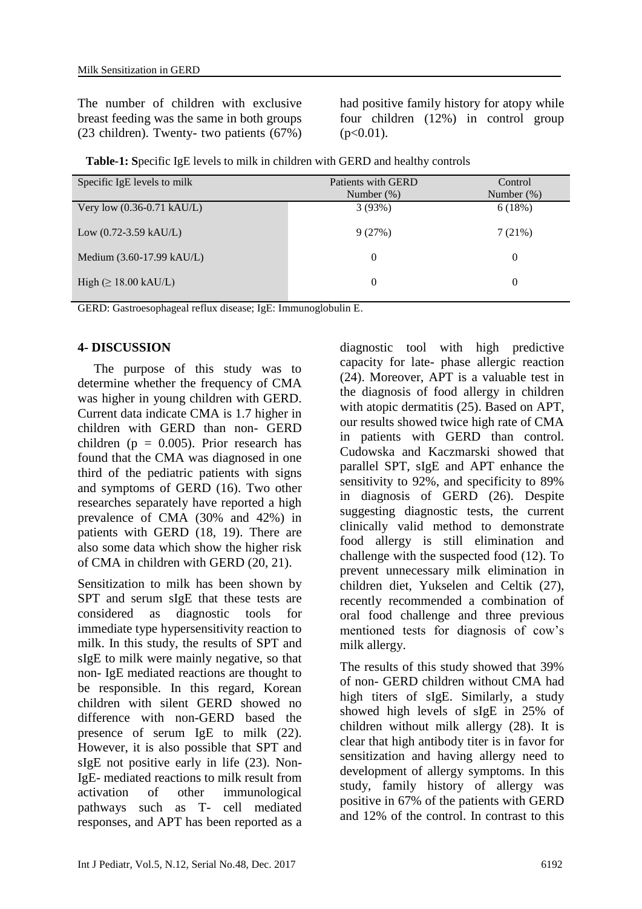The number of children with exclusive breast feeding was the same in both groups (23 children). Twenty- two patients (67%) had positive family history for atopy while four children (12%) in control group ($p<0.01$).

**Table-1: S**pecific IgE levels to milk in children with GERD and healthy controls

| Specific IgE levels to milk | Patients with GERD Number (%) | Control Number (%) |
|---|---|---|
| Very low (0.36-0.71 kAU/L) | 3 (93%) | 6 (18%) |
| Low (0.72-3.59 kAU/L) | 9 (27%) | 7 (21%) |
| Medium (3.60-17.99 kAU/L) | 0 | 0 |
| High (≥ 18.00 kAU/L) | 0 | 0 |

GERD: Gastroesophageal reflux disease; IgE: Immunoglobulin E.

## 4- DISCUSSION

The purpose of this study was to determine whether the frequency of CMA was higher in young children with GERD. Current data indicate CMA is 1.7 higher in children with GERD than non- GERD children ($p = 0.005$). Prior research has found that the CMA was diagnosed in one third of the pediatric patients with signs and symptoms of GERD (16). Two other researches separately have reported a high prevalence of CMA (30% and 42%) in patients with GERD (18, 19). There are also some data which show the higher risk of CMA in children with GERD (20, 21).

Sensitization to milk has been shown by SPT and serum sIgE that these tests are considered as diagnostic tools for immediate type hypersensitivity reaction to milk. In this study, the results of SPT and sIgE to milk were mainly negative, so that non- IgE mediated reactions are thought to be responsible. In this regard, Korean children with silent GERD showed no difference with non-GERD based the presence of serum IgE to milk (22). However, it is also possible that SPT and sIgE not positive early in life (23). Non-IgE- mediated reactions to milk result from activation of other immunological pathways such as T- cell mediated responses, and APT has been reported as a diagnostic tool with high predictive capacity for late- phase allergic reaction (24). Moreover, APT is a valuable test in the diagnosis of food allergy in children with atopic dermatitis (25). Based on APT, our results showed twice high rate of CMA in patients with GERD than control. Cudowska and Kaczmarski showed that parallel SPT, sIgE and APT enhance the sensitivity to 92%, and specificity to 89% in diagnosis of GERD (26). Despite suggesting diagnostic tests, the current clinically valid method to demonstrate food allergy is still elimination and challenge with the suspected food (12). To prevent unnecessary milk elimination in children diet, Yukselen and Celtik (27), recently recommended a combination of oral food challenge and three previous mentioned tests for diagnosis of cow's milk allergy.

The results of this study showed that 39% of non- GERD children without CMA had high titers of sIgE. Similarly, a study showed high levels of sIgE in 25% of children without milk allergy (28). It is clear that high antibody titer is in favor for sensitization and having allergy need to development of allergy symptoms. In this study, family history of allergy was positive in 67% of the patients with GERD and 12% of the control. In contrast to this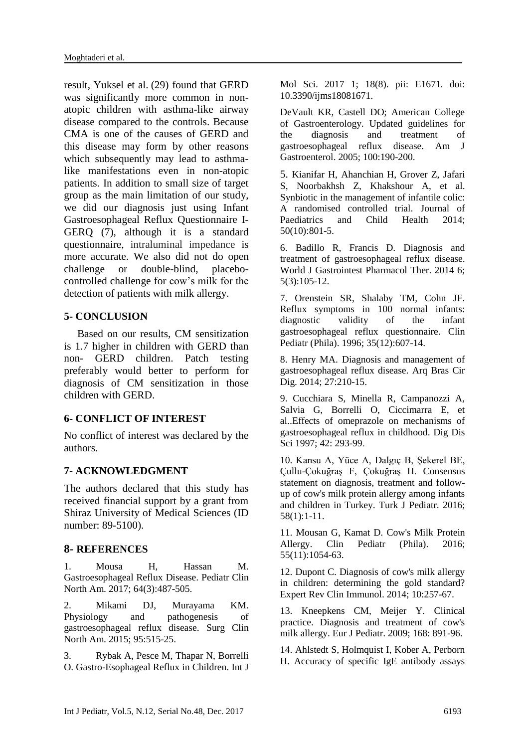result, Yuksel et al. (29) found that GERD was significantly more common in non-atopic children with asthma-like airway disease compared to the controls. Because CMA is one of the causes of GERD and this disease may form by other reasons which subsequently may lead to asthma-like manifestations even in non-atopic patients. In addition to small size of target group as the main limitation of our study, we did our diagnosis just using Infant Gastroesophageal Reflux Questionnaire I-GERQ (7), although it is a standard questionnaire, intraluminal impedance is more accurate. We also did not do open challenge or double-blind, placebo-controlled challenge for cow's milk for the detection of patients with milk allergy.

## 5- CONCLUSION

Based on our results, CM sensitization is 1.7 higher in children with GERD than non- GERD children. Patch testing preferably would better to perform for diagnosis of CM sensitization in those children with GERD.

## 6- CONFLICT OF INTEREST

No conflict of interest was declared by the authors.

## 7- ACKNOWLEDGMENT

The authors declared that this study has received financial support by a grant from Shiraz University of Medical Sciences (ID number: 89-5100).

## 8- REFERENCES

1. Mousa H, Hassan M. Gastroesophageal Reflux Disease. Pediatr Clin North Am. 2017; 64(3):487-505.

2. Mikami DJ, Murayama KM. Physiology and pathogenesis of gastroesophageal reflux disease. Surg Clin North Am. 2015; 95:515-25.

3. Rybak A, Pesce M, Thapar N, Borrelli O. Gastro-Esophageal Reflux in Children. Int J Mol Sci. 2017 1; 18(8). pii: E1671. doi: 10.3390/ijms18081671.

DeVault KR, Castell DO; American College of Gastroenterology. Updated guidelines for the diagnosis and treatment of gastroesophageal reflux disease. Am J Gastroenterol. 2005; 100:190-200.

5. Kianifar H, Ahanchian H, Grover Z, Jafari S, Noorbakhsh Z, Khakshour A, et al. Synbiotic in the management of infantile colic: A randomised controlled trial. Journal of Paediatrics and Child Health 2014; 50(10):801-5.

6. Badillo R, Francis D. Diagnosis and treatment of gastroesophageal reflux disease. World J Gastrointest Pharmacol Ther. 2014 6; 5(3):105-12.

7. Orenstein SR, Shalaby TM, Cohn JF. Reflux symptoms in 100 normal infants: diagnostic validity of the infant gastroesophageal reflux questionnaire. Clin Pediatr (Phila). 1996; 35(12):607-14.

8. Henry MA. Diagnosis and management of gastroesophageal reflux disease. Arq Bras Cir Dig. 2014; 27:210-15.

9. Cucchiara S, Minella R, Campanozzi A, Salvia G, Borrelli O, Ciccimarra E, et al..Effects of omeprazole on mechanisms of gastroesophageal reflux in childhood. Dig Dis Sci 1997; 42: 293-99.

10. Kansu A, Yüce A, Dalgıç B, Şekerel BE, Çullu-Çokuğraş F, Çokuğraş H. Consensus statement on diagnosis, treatment and follow-up of cow's milk protein allergy among infants and children in Turkey. Turk J Pediatr. 2016; 58(1):1-11.

11. Mousan G, Kamat D. Cow's Milk Protein Allergy. Clin Pediatr (Phila). 2016; 55(11):1054-63.

12. Dupont C. Diagnosis of cow's milk allergy in children: determining the gold standard? Expert Rev Clin Immunol. 2014; 10:257-67.

13. Kneepkens CM, Meijer Y. Clinical practice. Diagnosis and treatment of cow's milk allergy. Eur J Pediatr. 2009; 168: 891-96.

14. Ahlstedt S, Holmquist I, Kober A, Perborn H. Accuracy of specific IgE antibody assays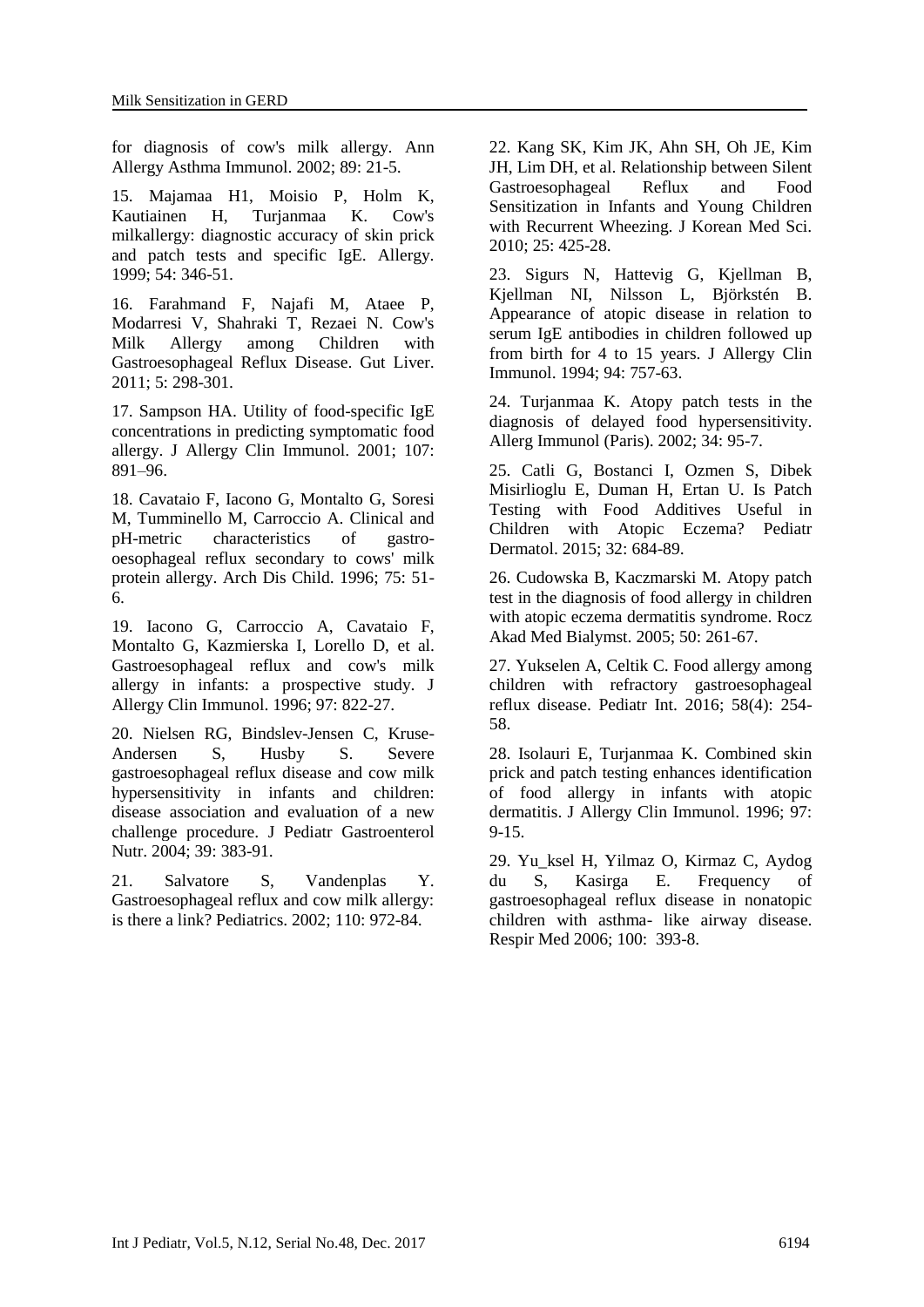for diagnosis of cow's milk allergy. Ann Allergy Asthma Immunol. 2002; 89: 21-5.

15. Majamaa H1, Moisio P, Holm K, Kautiainen H, Turjanmaa K. Cow's milkallergy: diagnostic accuracy of skin prick and patch tests and specific IgE. Allergy. 1999; 54: 346-51.

16. Farahmand F, Najafi M, Ataee P, Modarresi V, Shahraki T, Rezaei N. Cow's Milk Allergy among Children with Gastroesophageal Reflux Disease. Gut Liver. 2011; 5: 298-301.

17. Sampson HA. Utility of food-specific IgE concentrations in predicting symptomatic food allergy. J Allergy Clin Immunol. 2001; 107: 891–96.

18. Cavataio F, Iacono G, Montalto G, Soresi M, Tumminello M, Carroccio A. Clinical and pH-metric characteristics of gastro-oesophageal reflux secondary to cows' milk protein allergy. Arch Dis Child. 1996; 75: 51-6.

19. Iacono G, Carroccio A, Cavataio F, Montalto G, Kazmierska I, Lorello D, et al. Gastroesophageal reflux and cow's milk allergy in infants: a prospective study. J Allergy Clin Immunol. 1996; 97: 822-27.

20. Nielsen RG, Bindslev-Jensen C, Kruse-Andersen S, Husby S. Severe gastroesophageal reflux disease and cow milk hypersensitivity in infants and children: disease association and evaluation of a new challenge procedure. J Pediatr Gastroenterol Nutr. 2004; 39: 383-91.

21. Salvatore S, Vandenplas Y. Gastroesophageal reflux and cow milk allergy: is there a link? Pediatrics. 2002; 110: 972-84.

22. Kang SK, Kim JK, Ahn SH, Oh JE, Kim JH, Lim DH, et al. Relationship between Silent Gastroesophageal Reflux and Food Sensitization in Infants and Young Children with Recurrent Wheezing. J Korean Med Sci. 2010; 25: 425-28.

23. Sigurs N, Hattevig G, Kjellman B, Kjellman NI, Nilsson L, Björkstén B. Appearance of atopic disease in relation to serum IgE antibodies in children followed up from birth for 4 to 15 years. J Allergy Clin Immunol. 1994; 94: 757-63.

24. Turjanmaa K. Atopy patch tests in the diagnosis of delayed food hypersensitivity. Allerg Immunol (Paris). 2002; 34: 95-7.

25. Catli G, Bostanci I, Ozmen S, Dibek Misirlioglu E, Duman H, Ertan U. Is Patch Testing with Food Additives Useful in Children with Atopic Eczema? Pediatr Dermatol. 2015; 32: 684-89.

26. Cudowska B, Kaczmarski M. Atopy patch test in the diagnosis of food allergy in children with atopic eczema dermatitis syndrome. Rocz Akad Med Bialymst. 2005; 50: 261-67.

27. Yukselen A, Celtik C. Food allergy among children with refractory gastroesophageal reflux disease. Pediatr Int. 2016; 58(4): 254-58.

28. Isolauri E, Turjanmaa K. Combined skin prick and patch testing enhances identification of food allergy in infants with atopic dermatitis. J Allergy Clin Immunol. 1996; 97: 9-15.

29. Yu_ksel H, Yilmaz O, Kirmaz C, Aydog du S, Kasirga E. Frequency of gastroesophageal reflux disease in nonatopic children with asthma- like airway disease. Respir Med 2006; 100: 393-8.